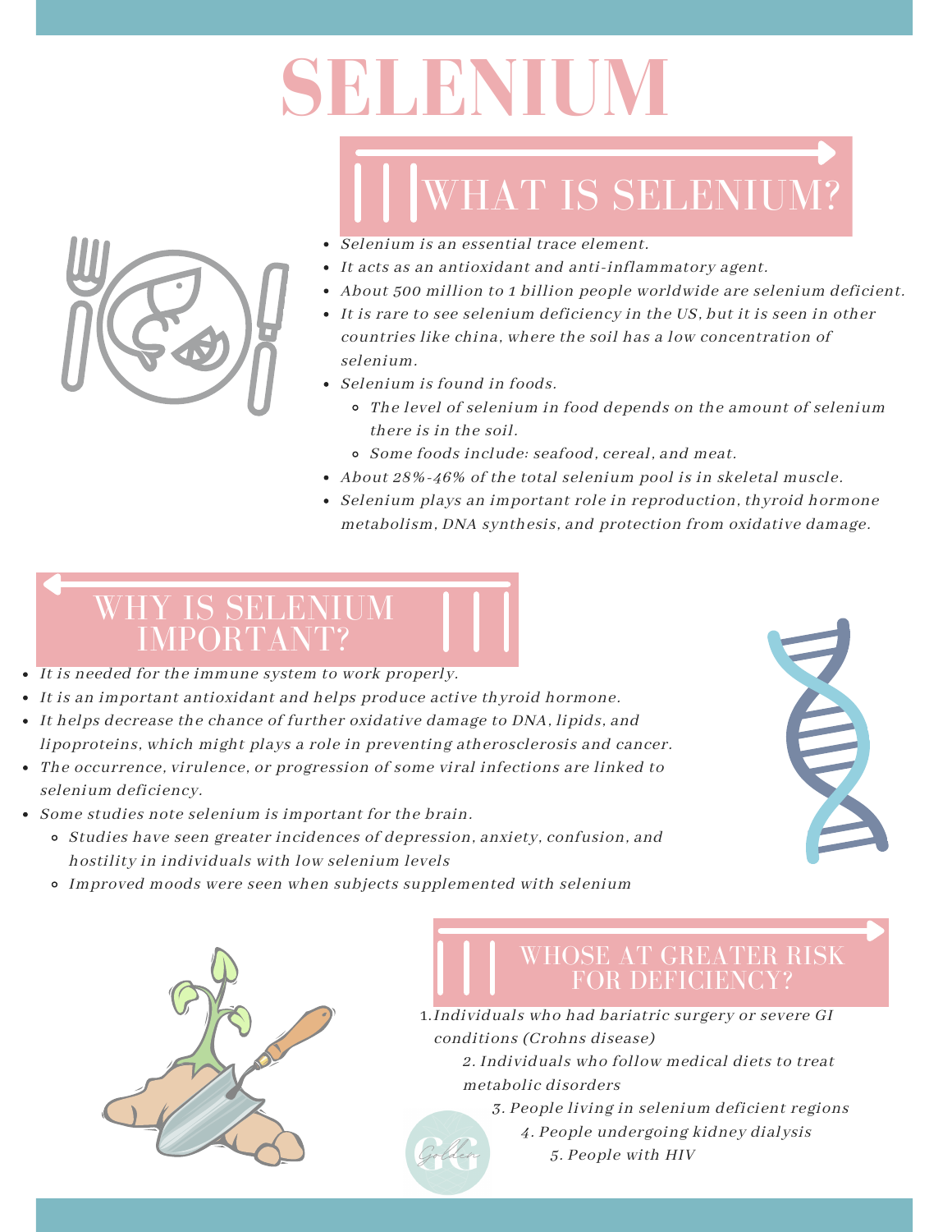# SELENIUM

## WHAT IS SELENIUM?

- *Selenium is an essential trace element.*
- *It acts as an antioxidant and anti-inflammatory agent.*
- *About 500 million to 1 billion people worldwide are selenium deficient.*
- *It is rare to see selenium deficiency in the US, but it is seen in other countries like china, where the soil has a low concentration of selenium.*
- *Selenium is found in foods.*
  - *The level of selenium in food depends on the amount of selenium there is in the soil.*
  - *Some foods include: seafood, cereal, and meat.*
- *About 28%-46% of the total selenium pool is in skeletal muscle.*
- *Selenium plays an important role in reproduction, thyroid hormone metabolism, DNA synthesis, and protection from oxidative damage.*

## WHY IS SELENIUM IMPORTANT?

- *It is needed for the immune system to work properly.*
- *It is an important antioxidant and helps produce active thyroid hormone.*
- *It helps decrease the chance of further oxidative damage to DNA, lipids, and lipoproteins, which might plays a role in preventing atherosclerosis and cancer.*
- *The occurrence, virulence, or progression of some viral infections are linked to selenium deficiency.*
- *Some studies note selenium is important for the brain.*
  - *Studies have seen greater incidences of depression, anxiety, confusion, and hostility in individuals with low selenium levels*
  - *Improved moods were seen when subjects supplemented with selenium*

## WHOSE AT GREATER RISK FOR DEFICIENCY?

1. *Individuals who had bariatric surgery or severe GI conditions (Crohns disease)*
2. *Individuals who follow medical diets to treat metabolic disorders*
3. *People living in selenium deficient regions*
4. *People undergoing kidney dialysis*
5. *People with HIV*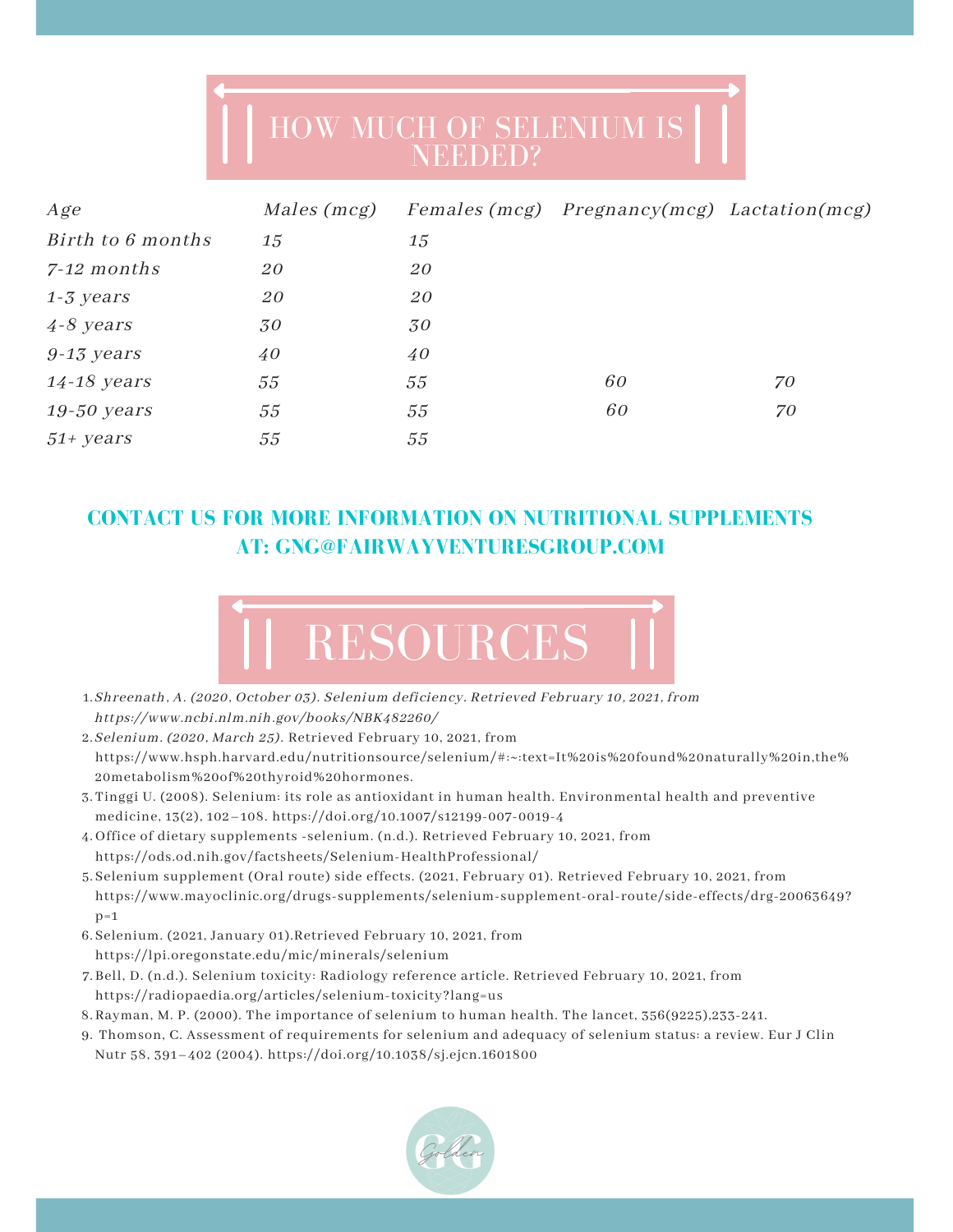# HOW MUCH OF SELENIUM IS NEEDED?

| Age | Males (mcg) | Females (mcg) | Pregnancy(mcg) | Lactation(mcg) |
|---|---|---|---|---|
| Birth to 6 months | 15 | 15 | | |
| 7-12 months | 20 | 20 | | |
| 1-3 years | 20 | 20 | | |
| 4-8 years | 30 | 30 | | |
| 9-13 years | 40 | 40 | | |
| 14-18 years | 55 | 55 | 60 | 70 |
| 19-50 years | 55 | 55 | 60 | 70 |
| 51+ years | 55 | 55 | | |

**CONTACT US FOR MORE INFORMATION ON NUTRITIONAL SUPPLEMENTS AT: GNG@FAIRWAYVENTURESGROUP.COM**

# RESOURCES

1. *Shreenath, A. (2020, October 03). Selenium deficiency. Retrieved February 10, 2021, from https://www.ncbi.nlm.nih.gov/books/NBK482260/*
2. *Selenium. (2020, March 25).* Retrieved February 10, 2021, from https://www.hsph.harvard.edu/nutritionsource/selenium/#:~:text=It%20is%20found%20naturally%20in,the%20metabolism%20of%20thyroid%20hormones.
3. Tinggi U. (2008). Selenium: its role as antioxidant in human health. Environmental health and preventive medicine, 13(2), 102–108. https://doi.org/10.1007/s12199-007-0019-4
4. Office of dietary supplements -selenium. (n.d.). Retrieved February 10, 2021, from https://ods.od.nih.gov/factsheets/Selenium-HealthProfessional/
5. Selenium supplement (Oral route) side effects. (2021, February 01). Retrieved February 10, 2021, from https://www.mayoclinic.org/drugs-supplements/selenium-supplement-oral-route/side-effects/drg-20063649?p=1
6. Selenium. (2021, January 01).Retrieved February 10, 2021, from https://lpi.oregonstate.edu/mic/minerals/selenium
7. Bell, D. (n.d.). Selenium toxicity: Radiology reference article. Retrieved February 10, 2021, from https://radiopaedia.org/articles/selenium-toxicity?lang=us
8. Rayman, M. P. (2000). The importance of selenium to human health. The lancet, 356(9225),233-241.
9. Thomson, C. Assessment of requirements for selenium and adequacy of selenium status: a review. Eur J Clin Nutr 58, 391–402 (2004). https://doi.org/10.1038/sj.ejcn.1601800